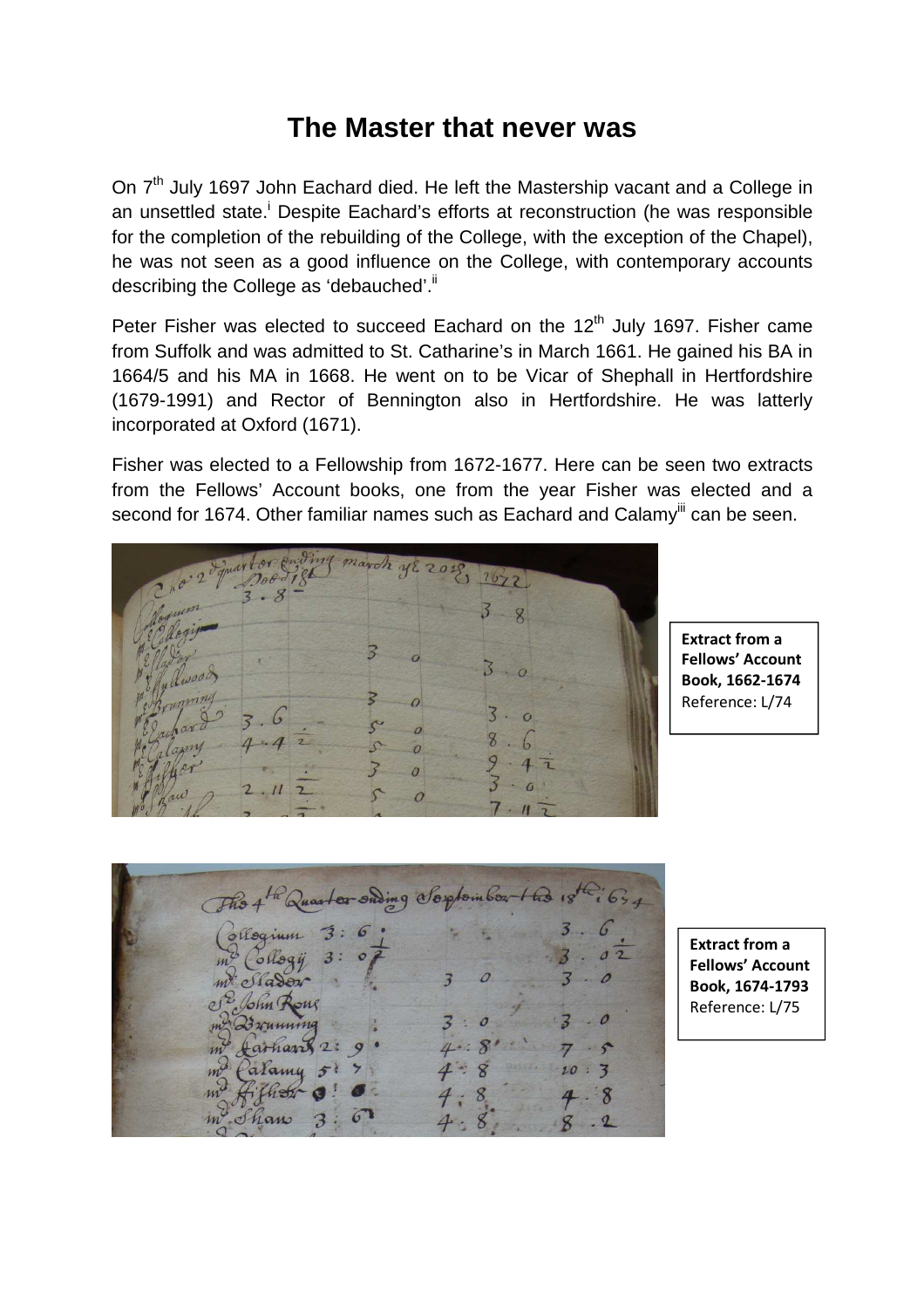# The Master that never was

On 7th July 1697 John Eachard died. He left the Mastership vacant and a College in an unsettled state.[i] Despite Eachard's efforts at reconstruction (he was responsible for the completion of the rebuilding of the College, with the exception of the Chapel), he was not seen as a good influence on the College, with contemporary accounts describing the College as 'debauched'.[ii]

Peter Fisher was elected to succeed Eachard on the 12th July 1697. Fisher came from Suffolk and was admitted to St. Catharine's in March 1661. He gained his BA in 1664/5 and his MA in 1668. He went on to be Vicar of Shephall in Hertfordshire (1679-1991) and Rector of Bennington also in Hertfordshire. He was latterly incorporated at Oxford (1671).

Fisher was elected to a Fellowship from 1672-1677. Here can be seen two extracts from the Fellows' Account books, one from the year Fisher was elected and a second for 1674. Other familiar names such as Eachard and Calamy[iii] can be seen.

**Extract from a Fellows' Account Book, 1662-1674**
Reference: L/74

**Extract from a Fellows' Account Book, 1674-1793**
Reference: L/75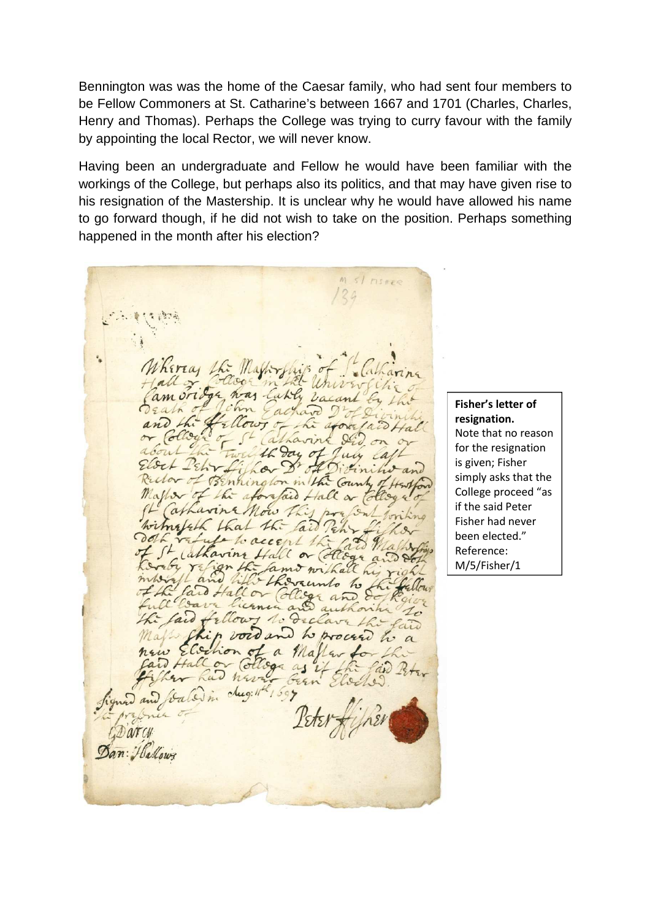Bennington was was the home of the Caesar family, who had sent four members to be Fellow Commoners at St. Catharine's between 1667 and 1701 (Charles, Charles, Henry and Thomas). Perhaps the College was trying to curry favour with the family by appointing the local Rector, we will never know.

Having been an undergraduate and Fellow he would have been familiar with the workings of the College, but perhaps also its politics, and that may have given rise to his resignation of the Mastership. It is unclear why he would have allowed his name to go forward though, if he did not wish to take on the position. Perhaps something happened in the month after his election?

**Fisher's letter of resignation.**
Note that no reason for the resignation is given; Fisher simply asks that the College proceed "as if the said Peter Fisher had never been elected."
Reference: M/5/Fisher/1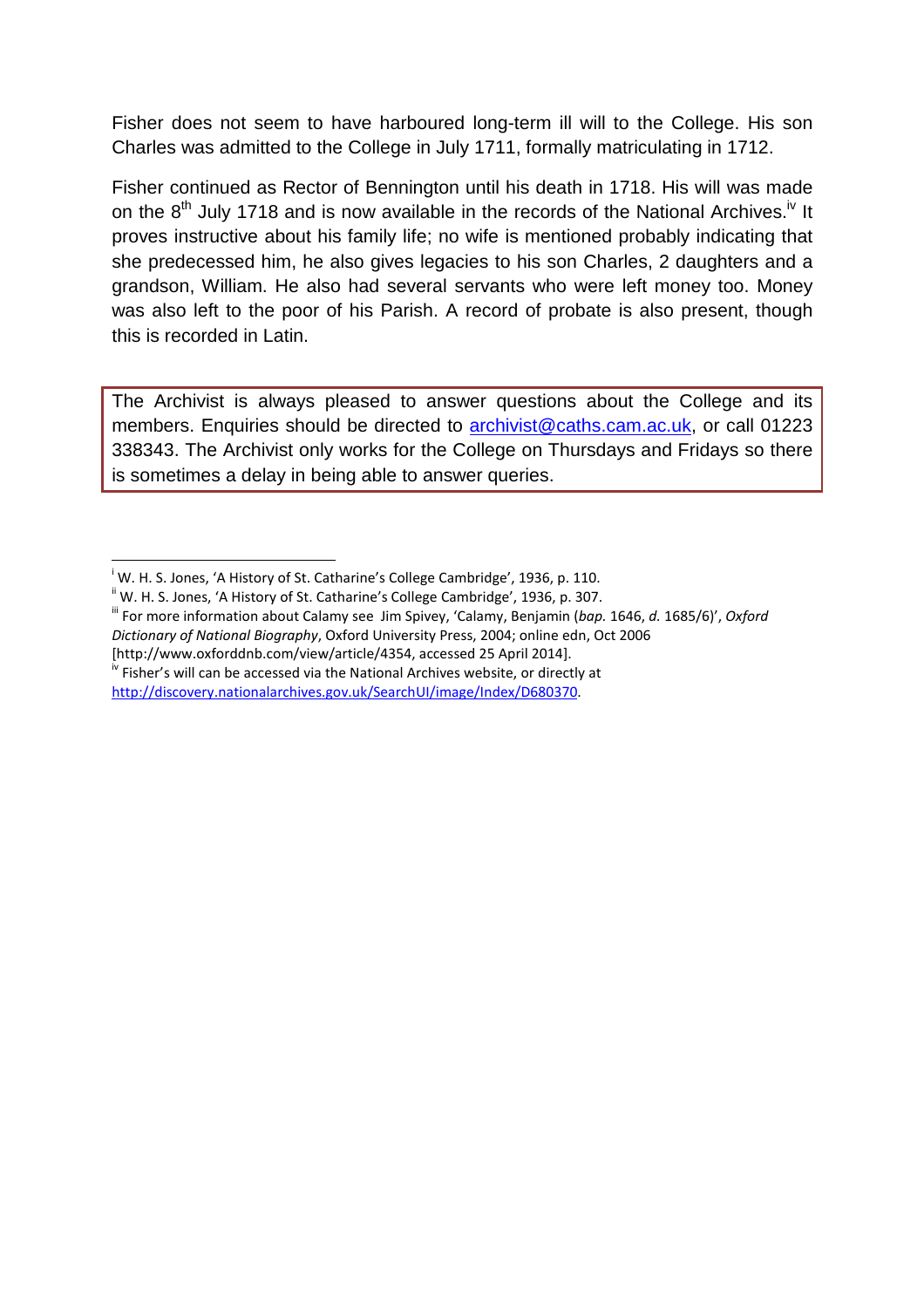Fisher does not seem to have harboured long-term ill will to the College. His son Charles was admitted to the College in July 1711, formally matriculating in 1712.

Fisher continued as Rector of Bennington until his death in 1718. His will was made on the 8th July 1718 and is now available in the records of the National Archives.[iv] It proves instructive about his family life; no wife is mentioned probably indicating that she predecessed him, he also gives legacies to his son Charles, 2 daughters and a grandson, William. He also had several servants who were left money too. Money was also left to the poor of his Parish. A record of probate is also present, though this is recorded in Latin.

> The Archivist is always pleased to answer questions about the College and its members. Enquiries should be directed to archivist@caths.cam.ac.uk, or call 01223 338343. The Archivist only works for the College on Thursdays and Fridays so there is sometimes a delay in being able to answer queries.

---

[i] W. H. S. Jones, 'A History of St. Catharine's College Cambridge', 1936, p. 110.

[ii] W. H. S. Jones, 'A History of St. Catharine's College Cambridge', 1936, p. 307.

[iii] For more information about Calamy see Jim Spivey, 'Calamy, Benjamin (*bap.* 1646, *d.* 1685/6)', *Oxford Dictionary of National Biography*, Oxford University Press, 2004; online edn, Oct 2006 [http://www.oxforddnb.com/view/article/4354, accessed 25 April 2014].

[iv] Fisher's will can be accessed via the National Archives website, or directly at http://discovery.nationalarchives.gov.uk/SearchUI/image/Index/D680370.